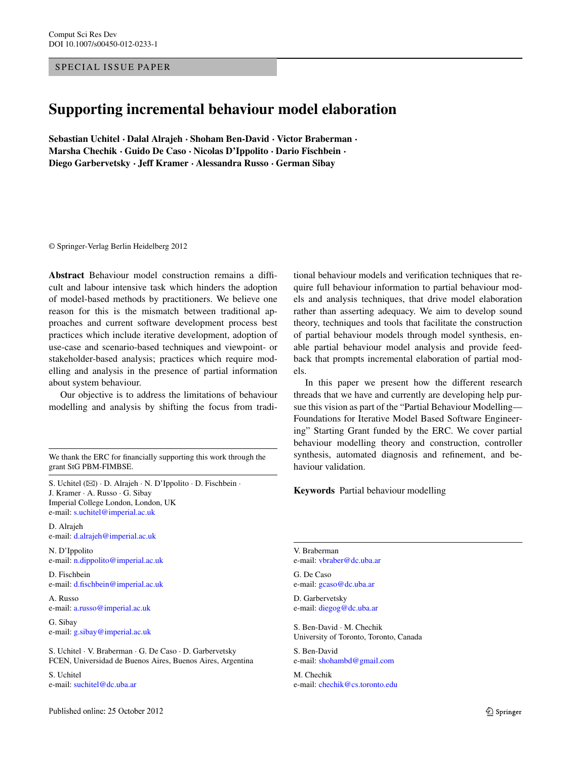SPECIAL ISSUE PAPER

# Supporting incremental behaviour model elaboration

**Sebastian Uchitel · Dalal Alrajeh · Shoham Ben-David · Victor Braberman · Marsha Chechik · Guido De Caso · Nicolas D'Ippolito · Dario Fischbein · Diego Garbervetsky · Jeff Kramer · Alessandra Russo · German Sibay**

© Springer-Verlag Berlin Heidelberg 2012

**Abstract** Behaviour model construction remains a difficult and labour intensive task which hinders the adoption of model-based methods by practitioners. We believe one reason for this is the mismatch between traditional approaches and current software development process best practices which include iterative development, adoption of use-case and scenario-based techniques and viewpoint- or stakeholder-based analysis; practices which require modelling and analysis in the presence of partial information about system behaviour.

Our objective is to address the limitations of behaviour modelling and analysis by shifting the focus from traditional behaviour models and verification techniques that require full behaviour information to partial behaviour models and analysis techniques, that drive model elaboration rather than asserting adequacy. We aim to develop sound theory, techniques and tools that facilitate the construction of partial behaviour models through model synthesis, enable partial behaviour model analysis and provide feedback that prompts incremental elaboration of partial models.

In this paper we present how the different research threads that we have and currently are developing help pursue this vision as part of the "Partial Behaviour Modelling—Foundations for Iterative Model Based Software Engineering" Starting Grant funded by the ERC. We cover partial behaviour modelling theory and construction, controller synthesis, automated diagnosis and refinement, and behaviour validation.

**Keywords** Partial behaviour modelling

We thank the ERC for financially supporting this work through the grant StG PBM-FIMBSE.

S. Uchitel (✉) · D. Alrajeh · N. D'Ippolito · D. Fischbein · J. Kramer · A. Russo · G. Sibay
Imperial College London, London, UK
e-mail: s.uchitel@imperial.ac.uk

D. Alrajeh
e-mail: d.alrajeh@imperial.ac.uk

N. D'Ippolito
e-mail: n.dippolito@imperial.ac.uk

D. Fischbein
e-mail: d.fischbein@imperial.ac.uk

A. Russo
e-mail: a.russo@imperial.ac.uk

G. Sibay
e-mail: g.sibay@imperial.ac.uk

S. Uchitel · V. Braberman · G. De Caso · D. Garbervetsky
FCEN, Universidad de Buenos Aires, Buenos Aires, Argentina

S. Uchitel
e-mail: suchitel@dc.uba.ar

V. Braberman
e-mail: vbraber@dc.uba.ar

G. De Caso
e-mail: gcaso@dc.uba.ar

D. Garbervetsky
e-mail: diegog@dc.uba.ar

S. Ben-David · M. Chechik
University of Toronto, Toronto, Canada

S. Ben-David
e-mail: shohambd@gmail.com

M. Chechik
e-mail: chechik@cs.toronto.edu

Published online: 25 October 2012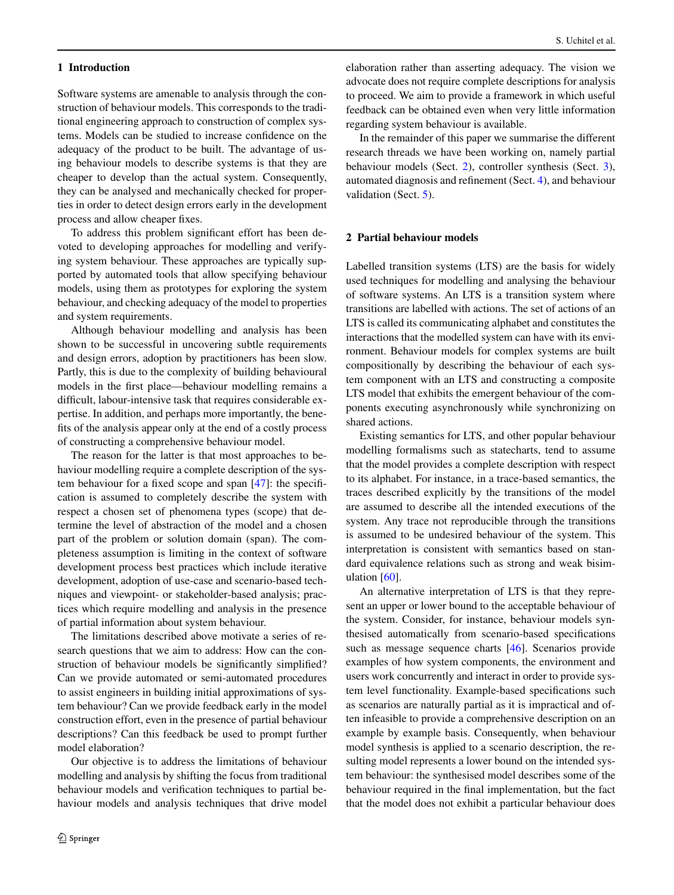## 1 Introduction

Software systems are amenable to analysis through the construction of behaviour models. This corresponds to the traditional engineering approach to construction of complex systems. Models can be studied to increase confidence on the adequacy of the product to be built. The advantage of using behaviour models to describe systems is that they are cheaper to develop than the actual system. Consequently, they can be analysed and mechanically checked for properties in order to detect design errors early in the development process and allow cheaper fixes.

To address this problem significant effort has been devoted to developing approaches for modelling and verifying system behaviour. These approaches are typically supported by automated tools that allow specifying behaviour models, using them as prototypes for exploring the system behaviour, and checking adequacy of the model to properties and system requirements.

Although behaviour modelling and analysis has been shown to be successful in uncovering subtle requirements and design errors, adoption by practitioners has been slow. Partly, this is due to the complexity of building behavioural models in the first place—behaviour modelling remains a difficult, labour-intensive task that requires considerable expertise. In addition, and perhaps more importantly, the benefits of the analysis appear only at the end of a costly process of constructing a comprehensive behaviour model.

The reason for the latter is that most approaches to behaviour modelling require a complete description of the system behaviour for a fixed scope and span [47]: the specification is assumed to completely describe the system with respect a chosen set of phenomena types (scope) that determine the level of abstraction of the model and a chosen part of the problem or solution domain (span). The completeness assumption is limiting in the context of software development process best practices which include iterative development, adoption of use-case and scenario-based techniques and viewpoint- or stakeholder-based analysis; practices which require modelling and analysis in the presence of partial information about system behaviour.

The limitations described above motivate a series of research questions that we aim to address: How can the construction of behaviour models be significantly simplified? Can we provide automated or semi-automated procedures to assist engineers in building initial approximations of system behaviour? Can we provide feedback early in the model construction effort, even in the presence of partial behaviour descriptions? Can this feedback be used to prompt further model elaboration?

Our objective is to address the limitations of behaviour modelling and analysis by shifting the focus from traditional behaviour models and verification techniques to partial behaviour models and analysis techniques that drive model elaboration rather than asserting adequacy. The vision we advocate does not require complete descriptions for analysis to proceed. We aim to provide a framework in which useful feedback can be obtained even when very little information regarding system behaviour is available.

In the remainder of this paper we summarise the different research threads we have been working on, namely partial behaviour models (Sect. 2), controller synthesis (Sect. 3), automated diagnosis and refinement (Sect. 4), and behaviour validation (Sect. 5).

## 2 Partial behaviour models

Labelled transition systems (LTS) are the basis for widely used techniques for modelling and analysing the behaviour of software systems. An LTS is a transition system where transitions are labelled with actions. The set of actions of an LTS is called its communicating alphabet and constitutes the interactions that the modelled system can have with its environment. Behaviour models for complex systems are built compositionally by describing the behaviour of each system component with an LTS and constructing a composite LTS model that exhibits the emergent behaviour of the components executing asynchronously while synchronizing on shared actions.

Existing semantics for LTS, and other popular behaviour modelling formalisms such as statecharts, tend to assume that the model provides a complete description with respect to its alphabet. For instance, in a trace-based semantics, the traces described explicitly by the transitions of the model are assumed to describe all the intended executions of the system. Any trace not reproducible through the transitions is assumed to be undesired behaviour of the system. This interpretation is consistent with semantics based on standard equivalence relations such as strong and weak bisimulation [60].

An alternative interpretation of LTS is that they represent an upper or lower bound to the acceptable behaviour of the system. Consider, for instance, behaviour models synthesised automatically from scenario-based specifications such as message sequence charts [46]. Scenarios provide examples of how system components, the environment and users work concurrently and interact in order to provide system level functionality. Example-based specifications such as scenarios are naturally partial as it is impractical and often infeasible to provide a comprehensive description on an example by example basis. Consequently, when behaviour model synthesis is applied to a scenario description, the resulting model represents a lower bound on the intended system behaviour: the synthesised model describes some of the behaviour required in the final implementation, but the fact that the model does not exhibit a particular behaviour does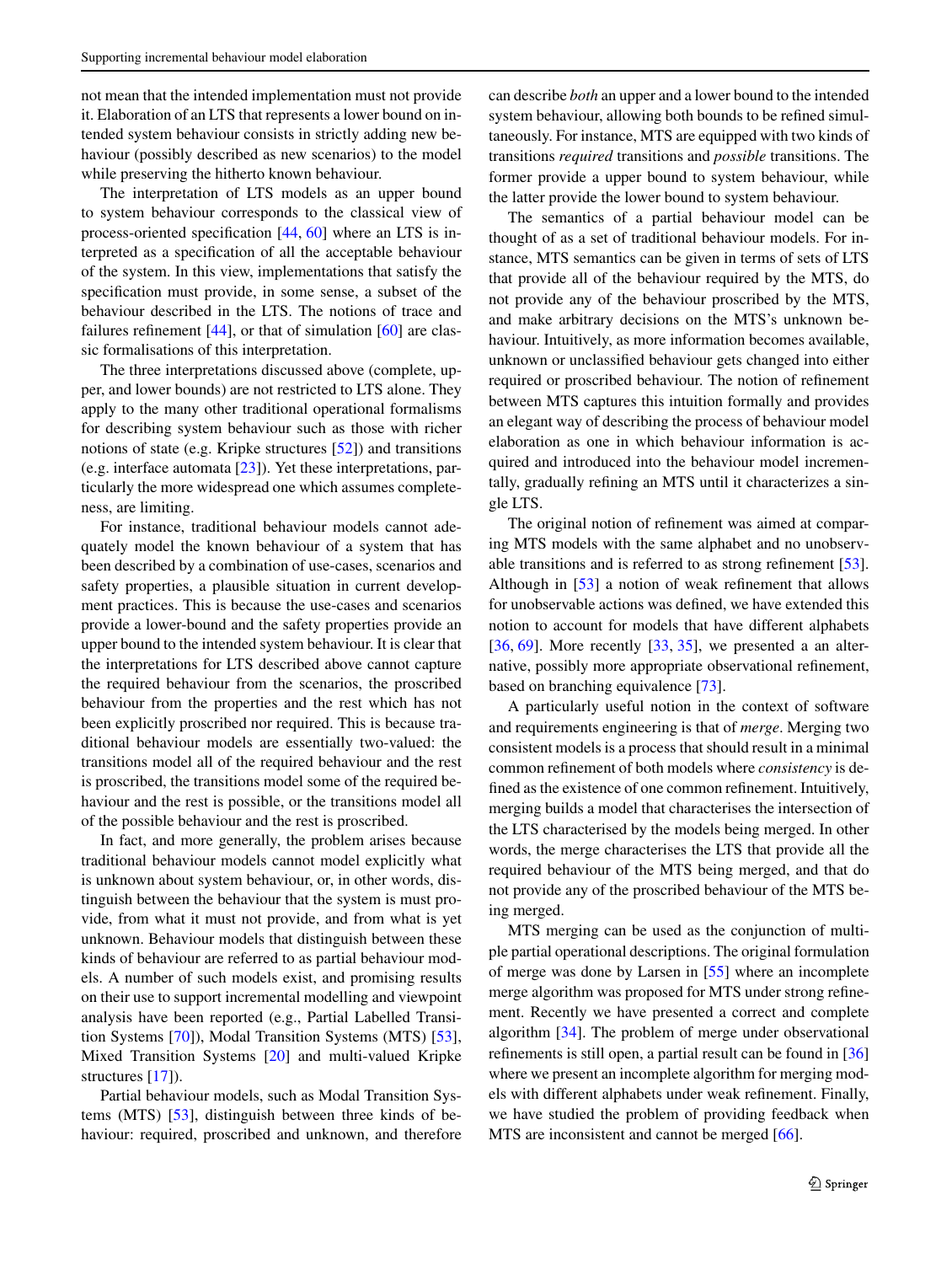not mean that the intended implementation must not provide it. Elaboration of an LTS that represents a lower bound on intended system behaviour consists in strictly adding new behaviour (possibly described as new scenarios) to the model while preserving the hitherto known behaviour.

The interpretation of LTS models as an upper bound to system behaviour corresponds to the classical view of process-oriented specification [44, 60] where an LTS is interpreted as a specification of all the acceptable behaviour of the system. In this view, implementations that satisfy the specification must provide, in some sense, a subset of the behaviour described in the LTS. The notions of trace and failures refinement [44], or that of simulation [60] are classic formalisations of this interpretation.

The three interpretations discussed above (complete, upper, and lower bounds) are not restricted to LTS alone. They apply to the many other traditional operational formalisms for describing system behaviour such as those with richer notions of state (e.g. Kripke structures [52]) and transitions (e.g. interface automata [23]). Yet these interpretations, particularly the more widespread one which assumes completeness, are limiting.

For instance, traditional behaviour models cannot adequately model the known behaviour of a system that has been described by a combination of use-cases, scenarios and safety properties, a plausible situation in current development practices. This is because the use-cases and scenarios provide a lower-bound and the safety properties provide an upper bound to the intended system behaviour. It is clear that the interpretations for LTS described above cannot capture the required behaviour from the scenarios, the proscribed behaviour from the properties and the rest which has not been explicitly proscribed nor required. This is because traditional behaviour models are essentially two-valued: the transitions model all of the required behaviour and the rest is proscribed, the transitions model some of the required behaviour and the rest is possible, or the transitions model all of the possible behaviour and the rest is proscribed.

In fact, and more generally, the problem arises because traditional behaviour models cannot model explicitly what is unknown about system behaviour, or, in other words, distinguish between the behaviour that the system is must provide, from what it must not provide, and from what is yet unknown. Behaviour models that distinguish between these kinds of behaviour are referred to as partial behaviour models. A number of such models exist, and promising results on their use to support incremental modelling and viewpoint analysis have been reported (e.g., Partial Labelled Transition Systems [70]), Modal Transition Systems (MTS) [53], Mixed Transition Systems [20] and multi-valued Kripke structures [17]).

Partial behaviour models, such as Modal Transition Systems (MTS) [53], distinguish between three kinds of behaviour: required, proscribed and unknown, and therefore can describe *both* an upper and a lower bound to the intended system behaviour, allowing both bounds to be refined simultaneously. For instance, MTS are equipped with two kinds of transitions *required* transitions and *possible* transitions. The former provide a upper bound to system behaviour, while the latter provide the lower bound to system behaviour.

The semantics of a partial behaviour model can be thought of as a set of traditional behaviour models. For instance, MTS semantics can be given in terms of sets of LTS that provide all of the behaviour required by the MTS, do not provide any of the behaviour proscribed by the MTS, and make arbitrary decisions on the MTS's unknown behaviour. Intuitively, as more information becomes available, unknown or unclassified behaviour gets changed into either required or proscribed behaviour. The notion of refinement between MTS captures this intuition formally and provides an elegant way of describing the process of behaviour model elaboration as one in which behaviour information is acquired and introduced into the behaviour model incrementally, gradually refining an MTS until it characterizes a single LTS.

The original notion of refinement was aimed at comparing MTS models with the same alphabet and no unobservable transitions and is referred to as strong refinement [53]. Although in [53] a notion of weak refinement that allows for unobservable actions was defined, we have extended this notion to account for models that have different alphabets [36, 69]. More recently [33, 35], we presented a an alternative, possibly more appropriate observational refinement, based on branching equivalence [73].

A particularly useful notion in the context of software and requirements engineering is that of *merge*. Merging two consistent models is a process that should result in a minimal common refinement of both models where *consistency* is defined as the existence of one common refinement. Intuitively, merging builds a model that characterises the intersection of the LTS characterised by the models being merged. In other words, the merge characterises the LTS that provide all the required behaviour of the MTS being merged, and that do not provide any of the proscribed behaviour of the MTS being merged.

MTS merging can be used as the conjunction of multiple partial operational descriptions. The original formulation of merge was done by Larsen in [55] where an incomplete merge algorithm was proposed for MTS under strong refinement. Recently we have presented a correct and complete algorithm [34]. The problem of merge under observational refinements is still open, a partial result can be found in [36] where we present an incomplete algorithm for merging models with different alphabets under weak refinement. Finally, we have studied the problem of providing feedback when MTS are inconsistent and cannot be merged [66].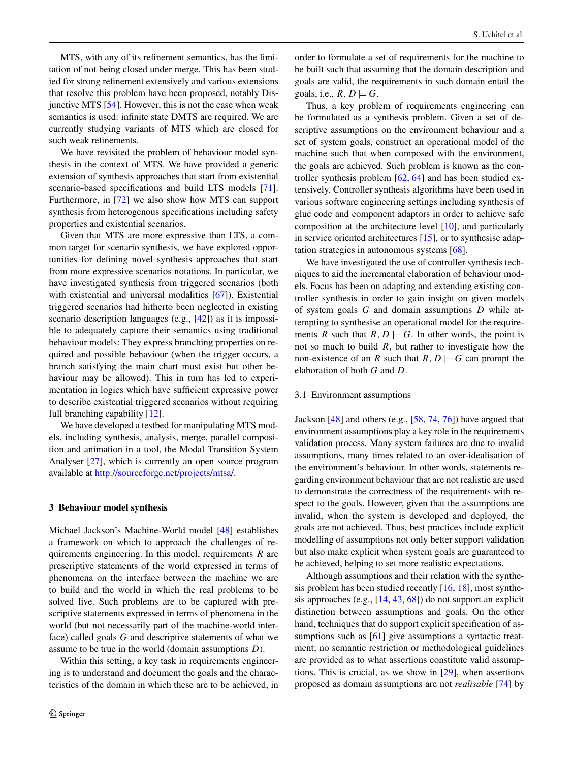MTS, with any of its refinement semantics, has the limitation of not being closed under merge. This has been studied for strong refinement extensively and various extensions that resolve this problem have been proposed, notably Disjunctive MTS [54]. However, this is not the case when weak semantics is used: infinite state DMTS are required. We are currently studying variants of MTS which are closed for such weak refinements.

We have revisited the problem of behaviour model synthesis in the context of MTS. We have provided a generic extension of synthesis approaches that start from existential scenario-based specifications and build LTS models [71]. Furthermore, in [72] we also show how MTS can support synthesis from heterogenous specifications including safety properties and existential scenarios.

Given that MTS are more expressive than LTS, a common target for scenario synthesis, we have explored opportunities for defining novel synthesis approaches that start from more expressive scenarios notations. In particular, we have investigated synthesis from triggered scenarios (both with existential and universal modalities [67]). Existential triggered scenarios had hitherto been neglected in existing scenario description languages (e.g., [42]) as it is impossible to adequately capture their semantics using traditional behaviour models: They express branching properties on required and possible behaviour (when the trigger occurs, a branch satisfying the main chart must exist but other behaviour may be allowed). This in turn has led to experimentation in logics which have sufficient expressive power to describe existential triggered scenarios without requiring full branching capability [12].

We have developed a testbed for manipulating MTS models, including synthesis, analysis, merge, parallel composition and animation in a tool, the Modal Transition System Analyser [27], which is currently an open source program available at http://sourceforge.net/projects/mtsa/.

## 3 Behaviour model synthesis

Michael Jackson's Machine-World model [48] establishes a framework on which to approach the challenges of requirements engineering. In this model, requirements $R$ are prescriptive statements of the world expressed in terms of phenomena on the interface between the machine we are to build and the world in which the real problems to be solved live. Such problems are to be captured with prescriptive statements expressed in terms of phenomena in the world (but not necessarily part of the machine-world interface) called goals $G$ and descriptive statements of what we assume to be true in the world (domain assumptions $D$).

Within this setting, a key task in requirements engineering is to understand and document the goals and the characteristics of the domain in which these are to be achieved, in order to formulate a set of requirements for the machine to be built such that assuming that the domain description and goals are valid, the requirements in such domain entail the goals, i.e., $R, D \models G$.

Thus, a key problem of requirements engineering can be formulated as a synthesis problem. Given a set of descriptive assumptions on the environment behaviour and a set of system goals, construct an operational model of the machine such that when composed with the environment, the goals are achieved. Such problem is known as the controller synthesis problem [62, 64] and has been studied extensively. Controller synthesis algorithms have been used in various software engineering settings including synthesis of glue code and component adaptors in order to achieve safe composition at the architecture level [10], and particularly in service oriented architectures [15], or to synthesise adaptation strategies in autonomous systems [68].

We have investigated the use of controller synthesis techniques to aid the incremental elaboration of behaviour models. Focus has been on adapting and extending existing controller synthesis in order to gain insight on given models of system goals $G$ and domain assumptions $D$ while attempting to synthesise an operational model for the requirements $R$ such that $R, D \models G$. In other words, the point is not so much to build $R$, but rather to investigate how the non-existence of an $R$ such that $R, D \models G$ can prompt the elaboration of both $G$ and $D$.

### 3.1 Environment assumptions

Jackson [48] and others (e.g., [58, 74, 76]) have argued that environment assumptions play a key role in the requirements validation process. Many system failures are due to invalid assumptions, many times related to an over-idealisation of the environment's behaviour. In other words, statements regarding environment behaviour that are not realistic are used to demonstrate the correctness of the requirements with respect to the goals. However, given that the assumptions are invalid, when the system is developed and deployed, the goals are not achieved. Thus, best practices include explicit modelling of assumptions not only better support validation but also make explicit when system goals are guaranteed to be achieved, helping to set more realistic expectations.

Although assumptions and their relation with the synthesis problem has been studied recently [16, 18], most synthesis approaches (e.g., [14, 43, 68]) do not support an explicit distinction between assumptions and goals. On the other hand, techniques that do support explicit specification of assumptions such as [61] give assumptions a syntactic treatment; no semantic restriction or methodological guidelines are provided as to what assertions constitute valid assumptions. This is crucial, as we show in [29], when assertions proposed as domain assumptions are not *realisable* [74] by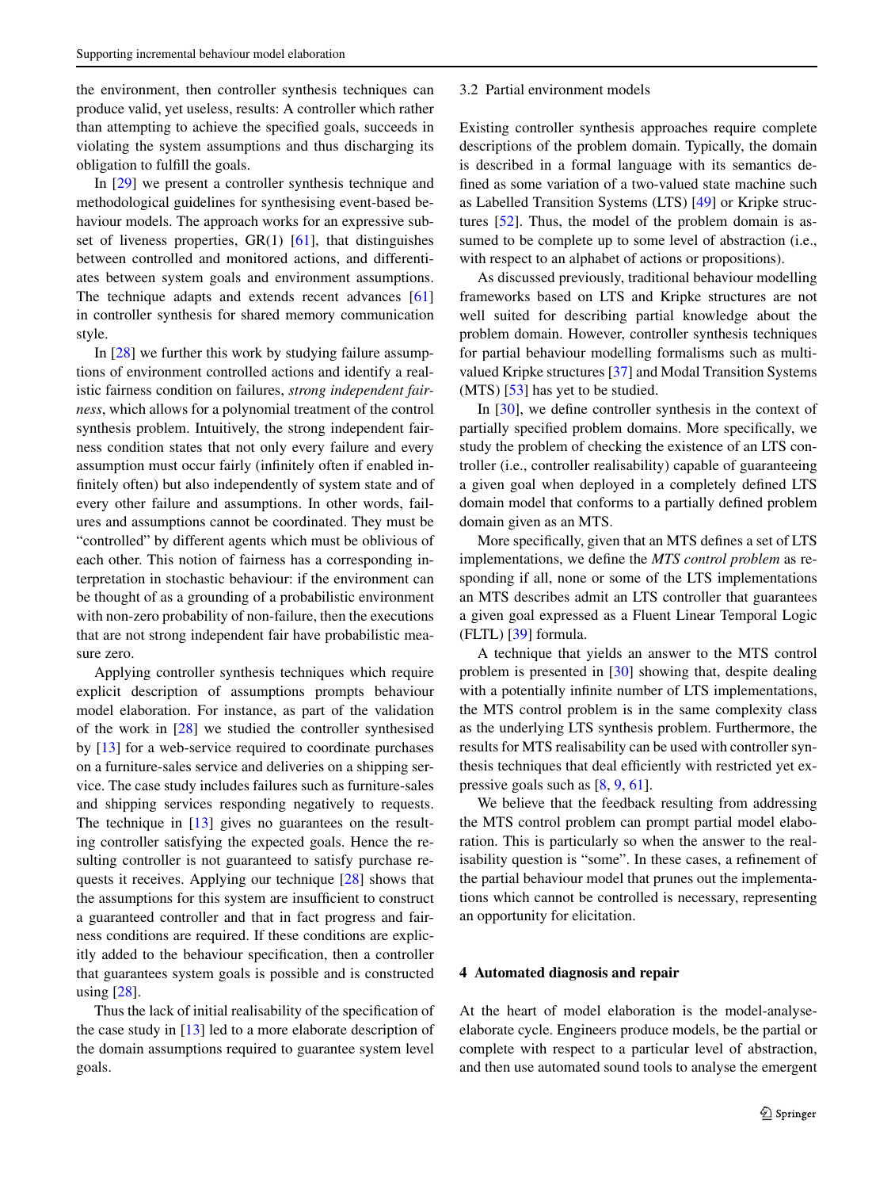the environment, then controller synthesis techniques can produce valid, yet useless, results: A controller which rather than attempting to achieve the specified goals, succeeds in violating the system assumptions and thus discharging its obligation to fulfill the goals.

In [29] we present a controller synthesis technique and methodological guidelines for synthesising event-based behaviour models. The approach works for an expressive subset of liveness properties, GR(1) [61], that distinguishes between controlled and monitored actions, and differentiates between system goals and environment assumptions. The technique adapts and extends recent advances [61] in controller synthesis for shared memory communication style.

In [28] we further this work by studying failure assumptions of environment controlled actions and identify a realistic fairness condition on failures, *strong independent fairness*, which allows for a polynomial treatment of the control synthesis problem. Intuitively, the strong independent fairness condition states that not only every failure and every assumption must occur fairly (infinitely often if enabled infinitely often) but also independently of system state and of every other failure and assumptions. In other words, failures and assumptions cannot be coordinated. They must be "controlled" by different agents which must be oblivious of each other. This notion of fairness has a corresponding interpretation in stochastic behaviour: if the environment can be thought of as a grounding of a probabilistic environment with non-zero probability of non-failure, then the executions that are not strong independent fair have probabilistic measure zero.

Applying controller synthesis techniques which require explicit description of assumptions prompts behaviour model elaboration. For instance, as part of the validation of the work in [28] we studied the controller synthesised by [13] for a web-service required to coordinate purchases on a furniture-sales service and deliveries on a shipping service. The case study includes failures such as furniture-sales and shipping services responding negatively to requests. The technique in [13] gives no guarantees on the resulting controller satisfying the expected goals. Hence the resulting controller is not guaranteed to satisfy purchase requests it receives. Applying our technique [28] shows that the assumptions for this system are insufficient to construct a guaranteed controller and that in fact progress and fairness conditions are required. If these conditions are explicitly added to the behaviour specification, then a controller that guarantees system goals is possible and is constructed using [28].

Thus the lack of initial realisability of the specification of the case study in [13] led to a more elaborate description of the domain assumptions required to guarantee system level goals.

### 3.2 Partial environment models

Existing controller synthesis approaches require complete descriptions of the problem domain. Typically, the domain is described in a formal language with its semantics defined as some variation of a two-valued state machine such as Labelled Transition Systems (LTS) [49] or Kripke structures [52]. Thus, the model of the problem domain is assumed to be complete up to some level of abstraction (i.e., with respect to an alphabet of actions or propositions).

As discussed previously, traditional behaviour modelling frameworks based on LTS and Kripke structures are not well suited for describing partial knowledge about the problem domain. However, controller synthesis techniques for partial behaviour modelling formalisms such as multi-valued Kripke structures [37] and Modal Transition Systems (MTS) [53] has yet to be studied.

In [30], we define controller synthesis in the context of partially specified problem domains. More specifically, we study the problem of checking the existence of an LTS controller (i.e., controller realisability) capable of guaranteeing a given goal when deployed in a completely defined LTS domain model that conforms to a partially defined problem domain given as an MTS.

More specifically, given that an MTS defines a set of LTS implementations, we define the *MTS control problem* as responding if all, none or some of the LTS implementations an MTS describes admit an LTS controller that guarantees a given goal expressed as a Fluent Linear Temporal Logic (FLTL) [39] formula.

A technique that yields an answer to the MTS control problem is presented in [30] showing that, despite dealing with a potentially infinite number of LTS implementations, the MTS control problem is in the same complexity class as the underlying LTS synthesis problem. Furthermore, the results for MTS realisability can be used with controller synthesis techniques that deal efficiently with restricted yet expressive goals such as [8, 9, 61].

We believe that the feedback resulting from addressing the MTS control problem can prompt partial model elaboration. This is particularly so when the answer to the realisability question is "some". In these cases, a refinement of the partial behaviour model that prunes out the implementations which cannot be controlled is necessary, representing an opportunity for elicitation.

## 4 Automated diagnosis and repair

At the heart of model elaboration is the model-analyse-elaborate cycle. Engineers produce models, be the partial or complete with respect to a particular level of abstraction, and then use automated sound tools to analyse the emergent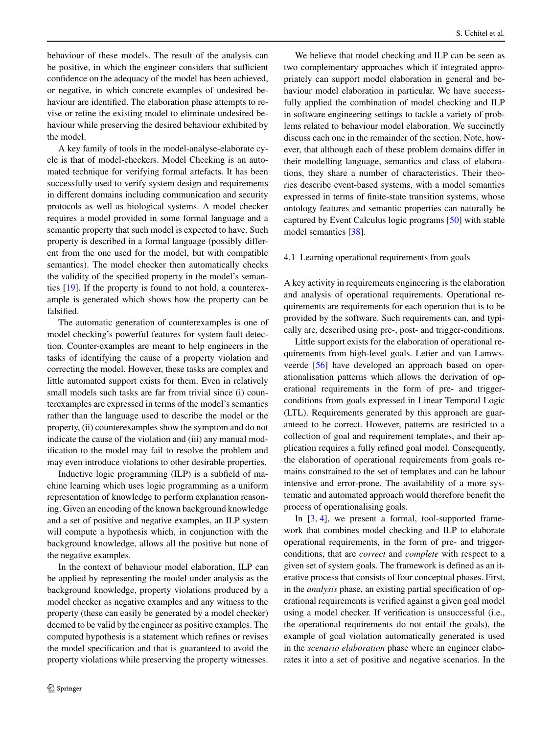behaviour of these models. The result of the analysis can be positive, in which the engineer considers that sufficient confidence on the adequacy of the model has been achieved, or negative, in which concrete examples of undesired behaviour are identified. The elaboration phase attempts to revise or refine the existing model to eliminate undesired behaviour while preserving the desired behaviour exhibited by the model.

A key family of tools in the model-analyse-elaborate cycle is that of model-checkers. Model Checking is an automated technique for verifying formal artefacts. It has been successfully used to verify system design and requirements in different domains including communication and security protocols as well as biological systems. A model checker requires a model provided in some formal language and a semantic property that such model is expected to have. Such property is described in a formal language (possibly different from the one used for the model, but with compatible semantics). The model checker then automatically checks the validity of the specified property in the model's semantics [19]. If the property is found to not hold, a counterexample is generated which shows how the property can be falsified.

The automatic generation of counterexamples is one of model checking's powerful features for system fault detection. Counter-examples are meant to help engineers in the tasks of identifying the cause of a property violation and correcting the model. However, these tasks are complex and little automated support exists for them. Even in relatively small models such tasks are far from trivial since (i) counterexamples are expressed in terms of the model's semantics rather than the language used to describe the model or the property, (ii) counterexamples show the symptom and do not indicate the cause of the violation and (iii) any manual modification to the model may fail to resolve the problem and may even introduce violations to other desirable properties.

Inductive logic programming (ILP) is a subfield of machine learning which uses logic programming as a uniform representation of knowledge to perform explanation reasoning. Given an encoding of the known background knowledge and a set of positive and negative examples, an ILP system will compute a hypothesis which, in conjunction with the background knowledge, allows all the positive but none of the negative examples.

In the context of behaviour model elaboration, ILP can be applied by representing the model under analysis as the background knowledge, property violations produced by a model checker as negative examples and any witness to the property (these can easily be generated by a model checker) deemed to be valid by the engineer as positive examples. The computed hypothesis is a statement which refines or revises the model specification and that is guaranteed to avoid the property violations while preserving the property witnesses.

We believe that model checking and ILP can be seen as two complementary approaches which if integrated appropriately can support model elaboration in general and behaviour model elaboration in particular. We have successfully applied the combination of model checking and ILP in software engineering settings to tackle a variety of problems related to behaviour model elaboration. We succinctly discuss each one in the remainder of the section. Note, however, that although each of these problem domains differ in their modelling language, semantics and class of elaborations, they share a number of characteristics. Their theories describe event-based systems, with a model semantics expressed in terms of finite-state transition systems, whose ontology features and semantic properties can naturally be captured by Event Calculus logic programs [50] with stable model semantics [38].

### 4.1 Learning operational requirements from goals

A key activity in requirements engineering is the elaboration and analysis of operational requirements. Operational requirements are requirements for each operation that is to be provided by the software. Such requirements can, and typically are, described using pre-, post- and trigger-conditions.

Little support exists for the elaboration of operational requirements from high-level goals. Letier and van Lamsweerde [56] have developed an approach based on operationalisation patterns which allows the derivation of operational requirements in the form of pre- and trigger-conditions from goals expressed in Linear Temporal Logic (LTL). Requirements generated by this approach are guaranteed to be correct. However, patterns are restricted to a collection of goal and requirement templates, and their application requires a fully refined goal model. Consequently, the elaboration of operational requirements from goals remains constrained to the set of templates and can be labour intensive and error-prone. The availability of a more systematic and automated approach would therefore benefit the process of operationalising goals.

In [3, 4], we present a formal, tool-supported framework that combines model checking and ILP to elaborate operational requirements, in the form of pre- and trigger-conditions, that are *correct* and *complete* with respect to a given set of system goals. The framework is defined as an iterative process that consists of four conceptual phases. First, in the *analysis* phase, an existing partial specification of operational requirements is verified against a given goal model using a model checker. If verification is unsuccessful (i.e., the operational requirements do not entail the goals), the example of goal violation automatically generated is used in the *scenario elaboration* phase where an engineer elaborates it into a set of positive and negative scenarios. In the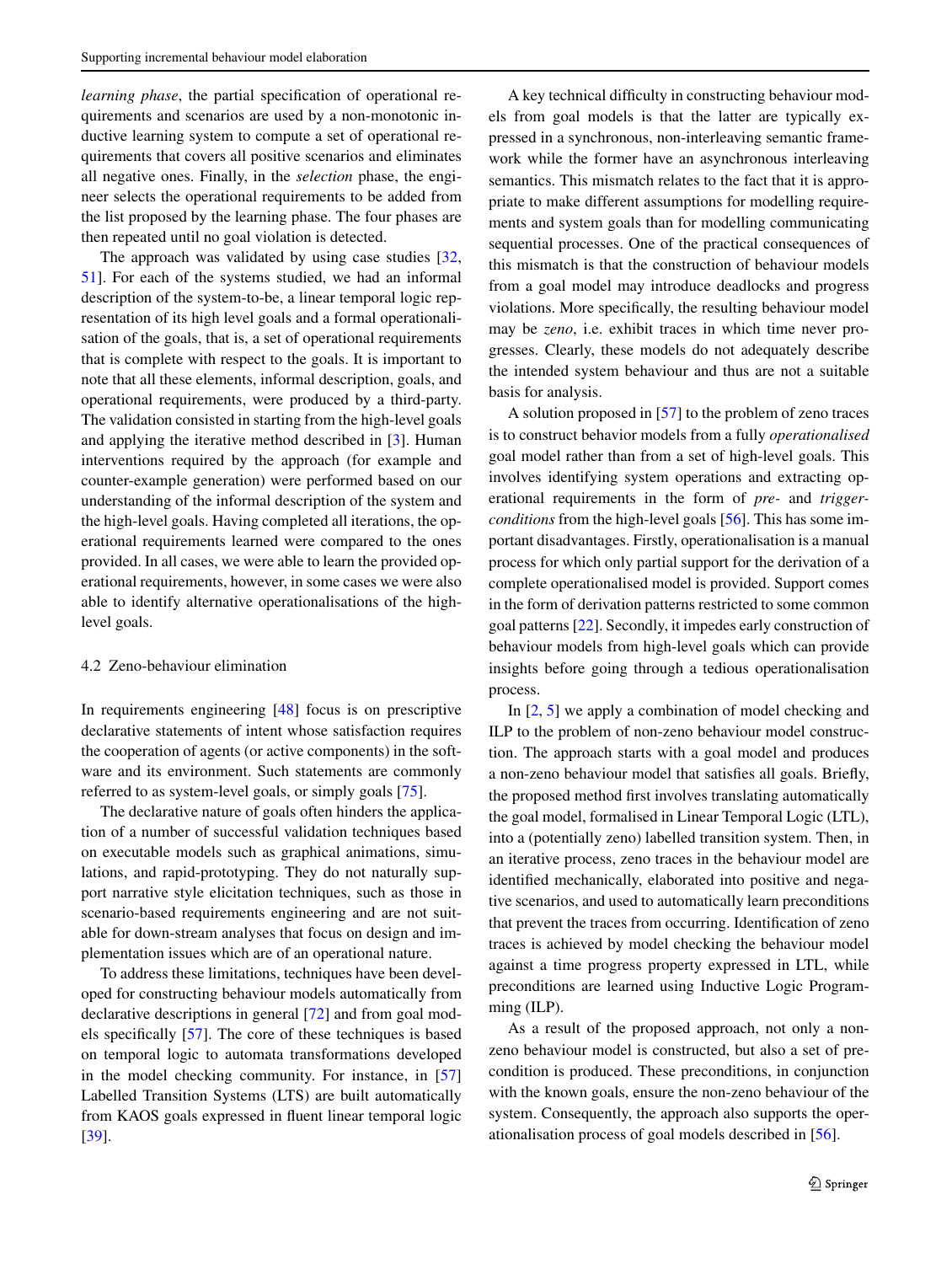*learning phase*, the partial specification of operational requirements and scenarios are used by a non-monotonic inductive learning system to compute a set of operational requirements that covers all positive scenarios and eliminates all negative ones. Finally, in the *selection* phase, the engineer selects the operational requirements to be added from the list proposed by the learning phase. The four phases are then repeated until no goal violation is detected.

The approach was validated by using case studies [32, 51]. For each of the systems studied, we had an informal description of the system-to-be, a linear temporal logic representation of its high level goals and a formal operationalisation of the goals, that is, a set of operational requirements that is complete with respect to the goals. It is important to note that all these elements, informal description, goals, and operational requirements, were produced by a third-party. The validation consisted in starting from the high-level goals and applying the iterative method described in [3]. Human interventions required by the approach (for example and counter-example generation) were performed based on our understanding of the informal description of the system and the high-level goals. Having completed all iterations, the operational requirements learned were compared to the ones provided. In all cases, we were able to learn the provided operational requirements, however, in some cases we were also able to identify alternative operationalisations of the high-level goals.

### 4.2 Zeno-behaviour elimination

In requirements engineering [48] focus is on prescriptive declarative statements of intent whose satisfaction requires the cooperation of agents (or active components) in the software and its environment. Such statements are commonly referred to as system-level goals, or simply goals [75].

The declarative nature of goals often hinders the application of a number of successful validation techniques based on executable models such as graphical animations, simulations, and rapid-prototyping. They do not naturally support narrative style elicitation techniques, such as those in scenario-based requirements engineering and are not suitable for down-stream analyses that focus on design and implementation issues which are of an operational nature.

To address these limitations, techniques have been developed for constructing behaviour models automatically from declarative descriptions in general [72] and from goal models specifically [57]. The core of these techniques is based on temporal logic to automata transformations developed in the model checking community. For instance, in [57] Labelled Transition Systems (LTS) are built automatically from KAOS goals expressed in fluent linear temporal logic [39].

A key technical difficulty in constructing behaviour models from goal models is that the latter are typically expressed in a synchronous, non-interleaving semantic framework while the former have an asynchronous interleaving semantics. This mismatch relates to the fact that it is appropriate to make different assumptions for modelling requirements and system goals than for modelling communicating sequential processes. One of the practical consequences of this mismatch is that the construction of behaviour models from a goal model may introduce deadlocks and progress violations. More specifically, the resulting behaviour model may be *zeno*, i.e. exhibit traces in which time never progresses. Clearly, these models do not adequately describe the intended system behaviour and thus are not a suitable basis for analysis.

A solution proposed in [57] to the problem of zeno traces is to construct behavior models from a fully *operationalised* goal model rather than from a set of high-level goals. This involves identifying system operations and extracting operational requirements in the form of *pre-* and *trigger-conditions* from the high-level goals [56]. This has some important disadvantages. Firstly, operationalisation is a manual process for which only partial support for the derivation of a complete operationalised model is provided. Support comes in the form of derivation patterns restricted to some common goal patterns [22]. Secondly, it impedes early construction of behaviour models from high-level goals which can provide insights before going through a tedious operationalisation process.

In [2, 5] we apply a combination of model checking and ILP to the problem of non-zeno behaviour model construction. The approach starts with a goal model and produces a non-zeno behaviour model that satisfies all goals. Briefly, the proposed method first involves translating automatically the goal model, formalised in Linear Temporal Logic (LTL), into a (potentially zeno) labelled transition system. Then, in an iterative process, zeno traces in the behaviour model are identified mechanically, elaborated into positive and negative scenarios, and used to automatically learn preconditions that prevent the traces from occurring. Identification of zeno traces is achieved by model checking the behaviour model against a time progress property expressed in LTL, while preconditions are learned using Inductive Logic Programming (ILP).

As a result of the proposed approach, not only a non-zeno behaviour model is constructed, but also a set of precondition is produced. These preconditions, in conjunction with the known goals, ensure the non-zeno behaviour of the system. Consequently, the approach also supports the operationalisation process of goal models described in [56].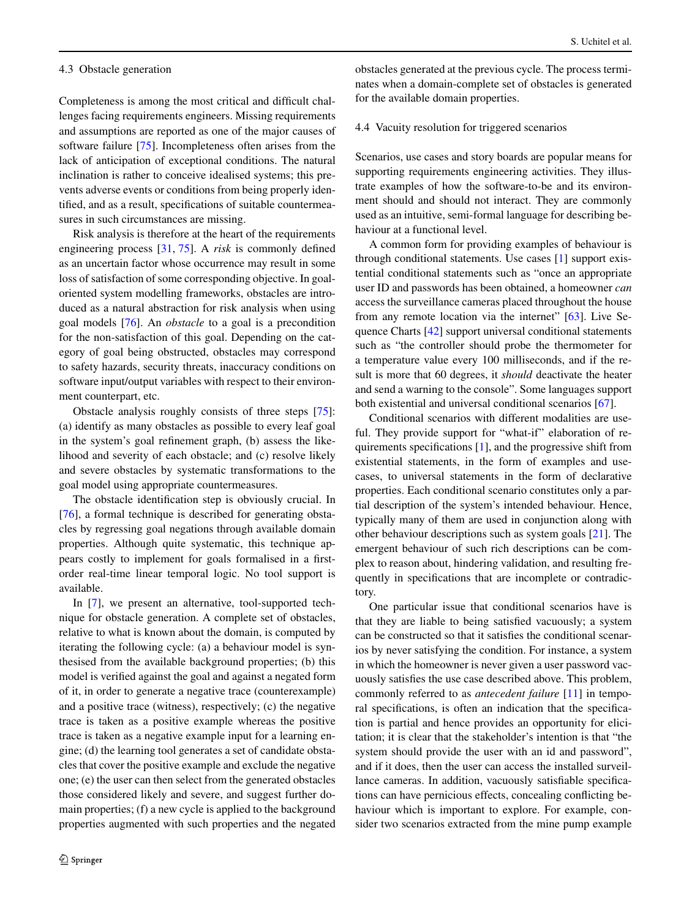### 4.3 Obstacle generation

Completeness is among the most critical and difficult challenges facing requirements engineers. Missing requirements and assumptions are reported as one of the major causes of software failure [75]. Incompleteness often arises from the lack of anticipation of exceptional conditions. The natural inclination is rather to conceive idealised systems; this prevents adverse events or conditions from being properly identified, and as a result, specifications of suitable countermeasures in such circumstances are missing.

Risk analysis is therefore at the heart of the requirements engineering process [31, 75]. A *risk* is commonly defined as an uncertain factor whose occurrence may result in some loss of satisfaction of some corresponding objective. In goal-oriented system modelling frameworks, obstacles are introduced as a natural abstraction for risk analysis when using goal models [76]. An *obstacle* to a goal is a precondition for the non-satisfaction of this goal. Depending on the category of goal being obstructed, obstacles may correspond to safety hazards, security threats, inaccuracy conditions on software input/output variables with respect to their environment counterpart, etc.

Obstacle analysis roughly consists of three steps [75]: (a) identify as many obstacles as possible to every leaf goal in the system's goal refinement graph, (b) assess the likelihood and severity of each obstacle; and (c) resolve likely and severe obstacles by systematic transformations to the goal model using appropriate countermeasures.

The obstacle identification step is obviously crucial. In [76], a formal technique is described for generating obstacles by regressing goal negations through available domain properties. Although quite systematic, this technique appears costly to implement for goals formalised in a first-order real-time linear temporal logic. No tool support is available.

In [7], we present an alternative, tool-supported technique for obstacle generation. A complete set of obstacles, relative to what is known about the domain, is computed by iterating the following cycle: (a) a behaviour model is synthesised from the available background properties; (b) this model is verified against the goal and against a negated form of it, in order to generate a negative trace (counterexample) and a positive trace (witness), respectively; (c) the negative trace is taken as a positive example whereas the positive trace is taken as a negative example input for a learning engine; (d) the learning tool generates a set of candidate obstacles that cover the positive example and exclude the negative one; (e) the user can then select from the generated obstacles those considered likely and severe, and suggest further domain properties; (f) a new cycle is applied to the background properties augmented with such properties and the negated obstacles generated at the previous cycle. The process terminates when a domain-complete set of obstacles is generated for the available domain properties.

### 4.4 Vacuity resolution for triggered scenarios

Scenarios, use cases and story boards are popular means for supporting requirements engineering activities. They illustrate examples of how the software-to-be and its environment should and should not interact. They are commonly used as an intuitive, semi-formal language for describing behaviour at a functional level.

A common form for providing examples of behaviour is through conditional statements. Use cases [1] support existential conditional statements such as "once an appropriate user ID and passwords has been obtained, a homeowner *can* access the surveillance cameras placed throughout the house from any remote location via the internet" [63]. Live Sequence Charts [42] support universal conditional statements such as "the controller should probe the thermometer for a temperature value every 100 milliseconds, and if the result is more that 60 degrees, it *should* deactivate the heater and send a warning to the console". Some languages support both existential and universal conditional scenarios [67].

Conditional scenarios with different modalities are useful. They provide support for "what-if" elaboration of requirements specifications [1], and the progressive shift from existential statements, in the form of examples and use-cases, to universal statements in the form of declarative properties. Each conditional scenario constitutes only a partial description of the system's intended behaviour. Hence, typically many of them are used in conjunction along with other behaviour descriptions such as system goals [21]. The emergent behaviour of such rich descriptions can be complex to reason about, hindering validation, and resulting frequently in specifications that are incomplete or contradictory.

One particular issue that conditional scenarios have is that they are liable to being satisfied vacuously; a system can be constructed so that it satisfies the conditional scenarios by never satisfying the condition. For instance, a system in which the homeowner is never given a user password vacuously satisfies the use case described above. This problem, commonly referred to as *antecedent failure* [11] in temporal specifications, is often an indication that the specification is partial and hence provides an opportunity for elicitation; it is clear that the stakeholder's intention is that "the system should provide the user with an id and password", and if it does, then the user can access the installed surveillance cameras. In addition, vacuously satisfiable specifications can have pernicious effects, concealing conflicting behaviour which is important to explore. For example, consider two scenarios extracted from the mine pump example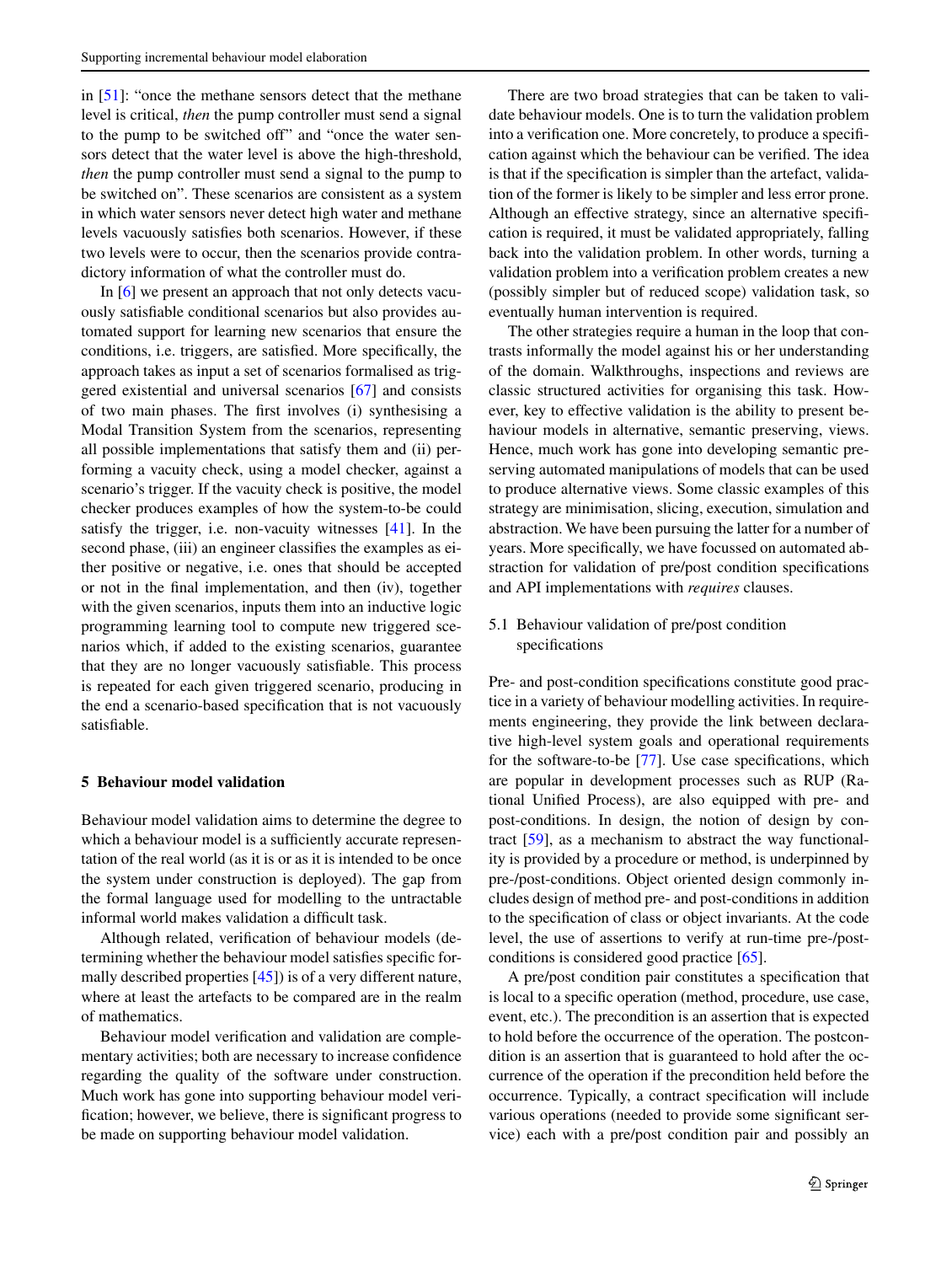in [51]: "once the methane sensors detect that the methane level is critical, *then* the pump controller must send a signal to the pump to be switched off" and "once the water sensors detect that the water level is above the high-threshold, *then* the pump controller must send a signal to the pump to be switched on". These scenarios are consistent as a system in which water sensors never detect high water and methane levels vacuously satisfies both scenarios. However, if these two levels were to occur, then the scenarios provide contradictory information of what the controller must do.

In [6] we present an approach that not only detects vacuously satisfiable conditional scenarios but also provides automated support for learning new scenarios that ensure the conditions, i.e. triggers, are satisfied. More specifically, the approach takes as input a set of scenarios formalised as triggered existential and universal scenarios [67] and consists of two main phases. The first involves (i) synthesising a Modal Transition System from the scenarios, representing all possible implementations that satisfy them and (ii) performing a vacuity check, using a model checker, against a scenario's trigger. If the vacuity check is positive, the model checker produces examples of how the system-to-be could satisfy the trigger, i.e. non-vacuity witnesses [41]. In the second phase, (iii) an engineer classifies the examples as either positive or negative, i.e. ones that should be accepted or not in the final implementation, and then (iv), together with the given scenarios, inputs them into an inductive logic programming learning tool to compute new triggered scenarios which, if added to the existing scenarios, guarantee that they are no longer vacuously satisfiable. This process is repeated for each given triggered scenario, producing in the end a scenario-based specification that is not vacuously satisfiable.

## 5 Behaviour model validation

Behaviour model validation aims to determine the degree to which a behaviour model is a sufficiently accurate representation of the real world (as it is or as it is intended to be once the system under construction is deployed). The gap from the formal language used for modelling to the untractable informal world makes validation a difficult task.

Although related, verification of behaviour models (determining whether the behaviour model satisfies specific formally described properties [45]) is of a very different nature, where at least the artefacts to be compared are in the realm of mathematics.

Behaviour model verification and validation are complementary activities; both are necessary to increase confidence regarding the quality of the software under construction. Much work has gone into supporting behaviour model verification; however, we believe, there is significant progress to be made on supporting behaviour model validation.

There are two broad strategies that can be taken to validate behaviour models. One is to turn the validation problem into a verification one. More concretely, to produce a specification against which the behaviour can be verified. The idea is that if the specification is simpler than the artefact, validation of the former is likely to be simpler and less error prone. Although an effective strategy, since an alternative specification is required, it must be validated appropriately, falling back into the validation problem. In other words, turning a validation problem into a verification problem creates a new (possibly simpler but of reduced scope) validation task, so eventually human intervention is required.

The other strategies require a human in the loop that contrasts informally the model against his or her understanding of the domain. Walkthroughs, inspections and reviews are classic structured activities for organising this task. However, key to effective validation is the ability to present behaviour models in alternative, semantic preserving, views. Hence, much work has gone into developing semantic preserving automated manipulations of models that can be used to produce alternative views. Some classic examples of this strategy are minimisation, slicing, execution, simulation and abstraction. We have been pursuing the latter for a number of years. More specifically, we have focussed on automated abstraction for validation of pre/post condition specifications and API implementations with *requires* clauses.

### 5.1 Behaviour validation of pre/post condition specifications

Pre- and post-condition specifications constitute good practice in a variety of behaviour modelling activities. In requirements engineering, they provide the link between declarative high-level system goals and operational requirements for the software-to-be [77]. Use case specifications, which are popular in development processes such as RUP (Rational Unified Process), are also equipped with pre- and post-conditions. In design, the notion of design by contract [59], as a mechanism to abstract the way functionality is provided by a procedure or method, is underpinned by pre-/post-conditions. Object oriented design commonly includes design of method pre- and post-conditions in addition to the specification of class or object invariants. At the code level, the use of assertions to verify at run-time pre-/post-conditions is considered good practice [65].

A pre/post condition pair constitutes a specification that is local to a specific operation (method, procedure, use case, event, etc.). The precondition is an assertion that is expected to hold before the occurrence of the operation. The postcondition is an assertion that is guaranteed to hold after the occurrence of the operation if the precondition held before the occurrence. Typically, a contract specification will include various operations (needed to provide some significant service) each with a pre/post condition pair and possibly an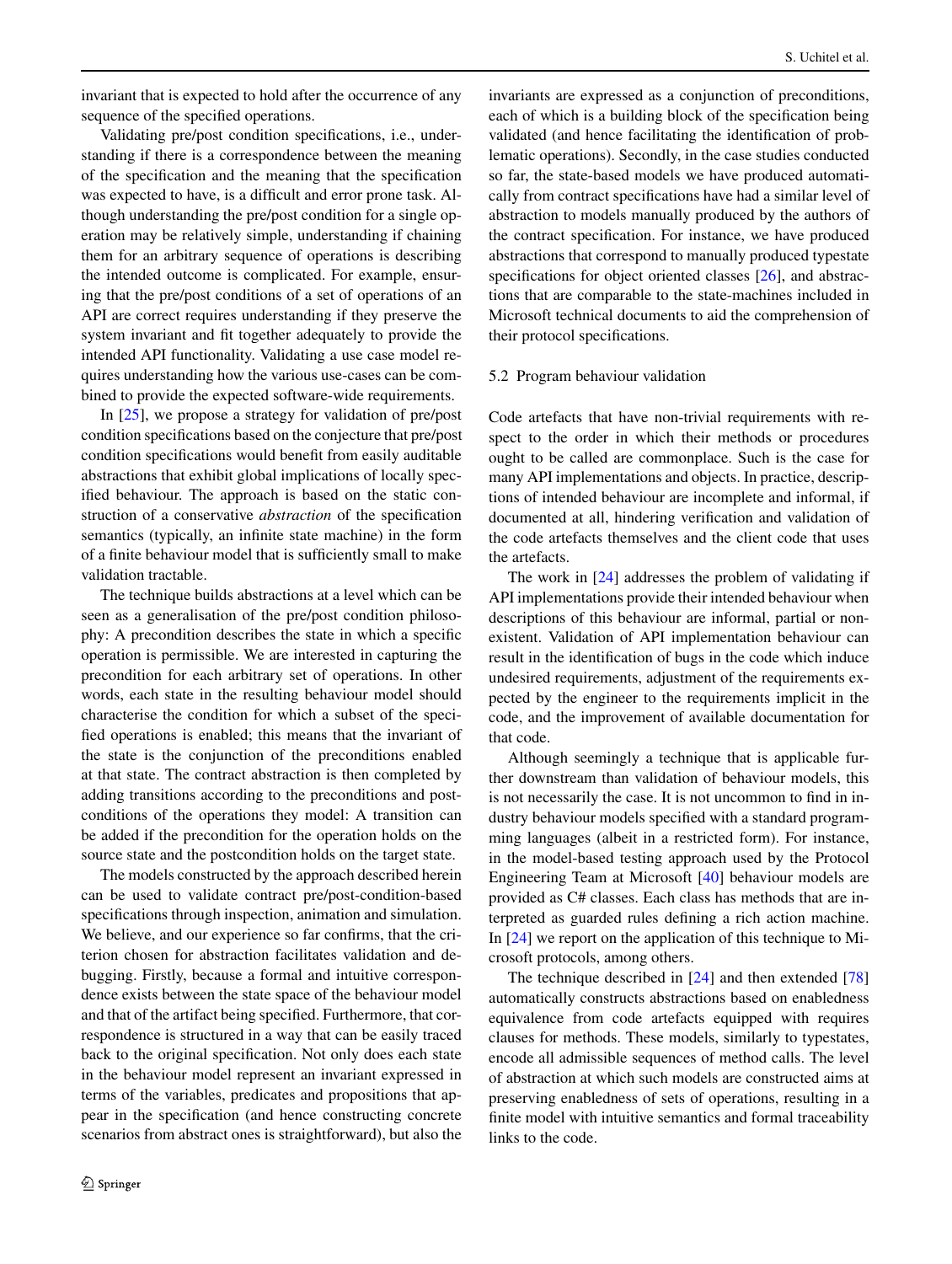invariant that is expected to hold after the occurrence of any sequence of the specified operations.

Validating pre/post condition specifications, i.e., understanding if there is a correspondence between the meaning of the specification and the meaning that the specification was expected to have, is a difficult and error prone task. Although understanding the pre/post condition for a single operation may be relatively simple, understanding if chaining them for an arbitrary sequence of operations is describing the intended outcome is complicated. For example, ensuring that the pre/post conditions of a set of operations of an API are correct requires understanding if they preserve the system invariant and fit together adequately to provide the intended API functionality. Validating a use case model requires understanding how the various use-cases can be combined to provide the expected software-wide requirements.

In [25], we propose a strategy for validation of pre/post condition specifications based on the conjecture that pre/post condition specifications would benefit from easily auditable abstractions that exhibit global implications of locally specified behaviour. The approach is based on the static construction of a conservative *abstraction* of the specification semantics (typically, an infinite state machine) in the form of a finite behaviour model that is sufficiently small to make validation tractable.

The technique builds abstractions at a level which can be seen as a generalisation of the pre/post condition philosophy: A precondition describes the state in which a specific operation is permissible. We are interested in capturing the precondition for each arbitrary set of operations. In other words, each state in the resulting behaviour model should characterise the condition for which a subset of the specified operations is enabled; this means that the invariant of the state is the conjunction of the preconditions enabled at that state. The contract abstraction is then completed by adding transitions according to the preconditions and postconditions of the operations they model: A transition can be added if the precondition for the operation holds on the source state and the postcondition holds on the target state.

The models constructed by the approach described herein can be used to validate contract pre/post-condition-based specifications through inspection, animation and simulation. We believe, and our experience so far confirms, that the criterion chosen for abstraction facilitates validation and debugging. Firstly, because a formal and intuitive correspondence exists between the state space of the behaviour model and that of the artifact being specified. Furthermore, that correspondence is structured in a way that can be easily traced back to the original specification. Not only does each state in the behaviour model represent an invariant expressed in terms of the variables, predicates and propositions that appear in the specification (and hence constructing concrete scenarios from abstract ones is straightforward), but also the invariants are expressed as a conjunction of preconditions, each of which is a building block of the specification being validated (and hence facilitating the identification of problematic operations). Secondly, in the case studies conducted so far, the state-based models we have produced automatically from contract specifications have had a similar level of abstraction to models manually produced by the authors of the contract specification. For instance, we have produced abstractions that correspond to manually produced typestate specifications for object oriented classes [26], and abstractions that are comparable to the state-machines included in Microsoft technical documents to aid the comprehension of their protocol specifications.

### 5.2 Program behaviour validation

Code artefacts that have non-trivial requirements with respect to the order in which their methods or procedures ought to be called are commonplace. Such is the case for many API implementations and objects. In practice, descriptions of intended behaviour are incomplete and informal, if documented at all, hindering verification and validation of the code artefacts themselves and the client code that uses the artefacts.

The work in [24] addresses the problem of validating if API implementations provide their intended behaviour when descriptions of this behaviour are informal, partial or nonexistent. Validation of API implementation behaviour can result in the identification of bugs in the code which induce undesired requirements, adjustment of the requirements expected by the engineer to the requirements implicit in the code, and the improvement of available documentation for that code.

Although seemingly a technique that is applicable further downstream than validation of behaviour models, this is not necessarily the case. It is not uncommon to find in industry behaviour models specified with a standard programming languages (albeit in a restricted form). For instance, in the model-based testing approach used by the Protocol Engineering Team at Microsoft [40] behaviour models are provided as C# classes. Each class has methods that are interpreted as guarded rules defining a rich action machine. In [24] we report on the application of this technique to Microsoft protocols, among others.

The technique described in [24] and then extended [78] automatically constructs abstractions based on enabledness equivalence from code artefacts equipped with requires clauses for methods. These models, similarly to typestates, encode all admissible sequences of method calls. The level of abstraction at which such models are constructed aims at preserving enabledness of sets of operations, resulting in a finite model with intuitive semantics and formal traceability links to the code.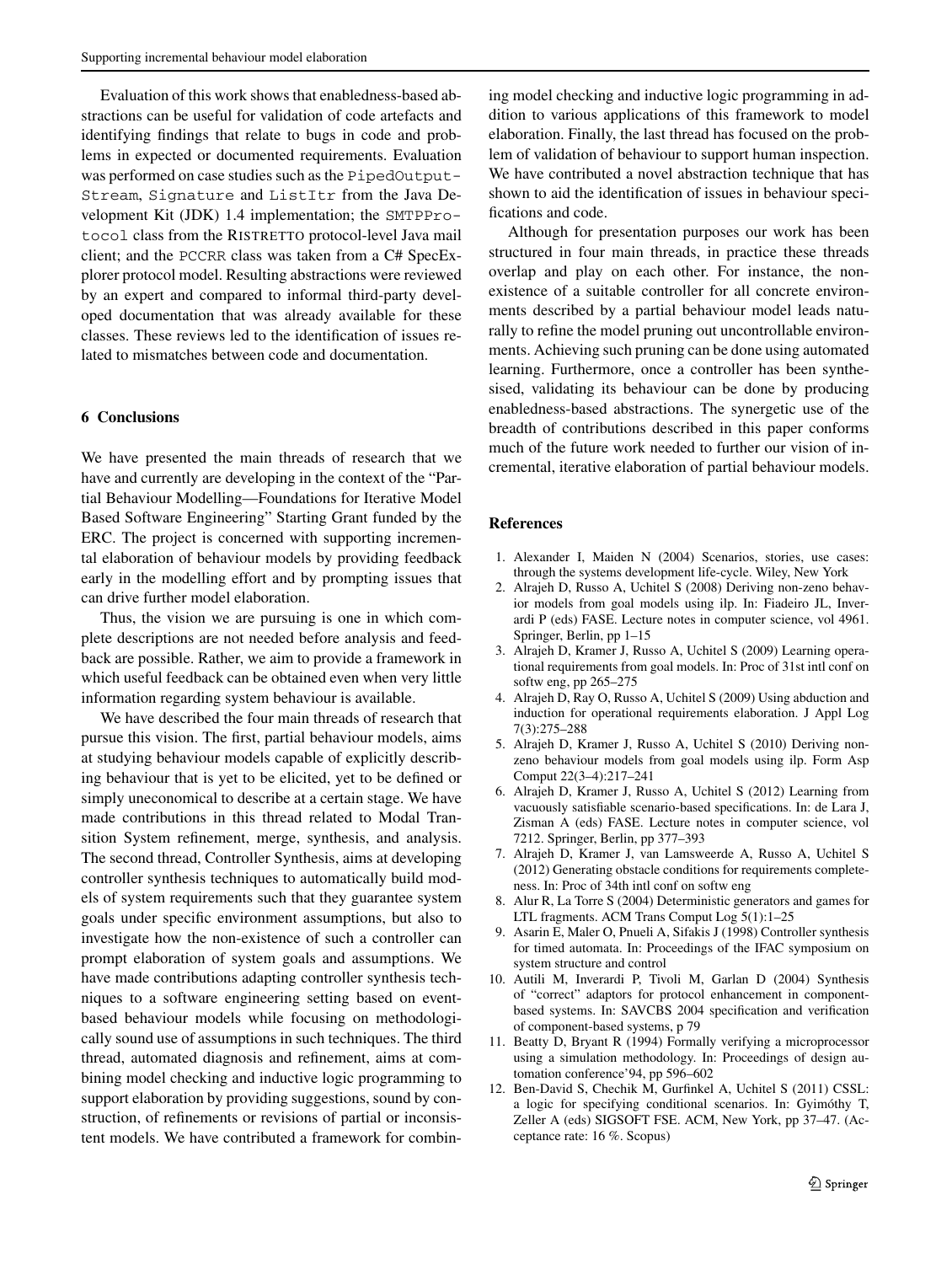Evaluation of this work shows that enabledness-based abstractions can be useful for validation of code artefacts and identifying findings that relate to bugs in code and problems in expected or documented requirements. Evaluation was performed on case studies such as the `PipedOutputStream`, `Signature` and `ListItr` from the Java Development Kit (JDK) 1.4 implementation; the `SMTPProtocol` class from the RISTRETTO protocol-level Java mail client; and the `PCCRR` class was taken from a C# SpecExplorer protocol model. Resulting abstractions were reviewed by an expert and compared to informal third-party developed documentation that was already available for these classes. These reviews led to the identification of issues related to mismatches between code and documentation.

## 6 Conclusions

We have presented the main threads of research that we have and currently are developing in the context of the "Partial Behaviour Modelling—Foundations for Iterative Model Based Software Engineering" Starting Grant funded by the ERC. The project is concerned with supporting incremental elaboration of behaviour models by providing feedback early in the modelling effort and by prompting issues that can drive further model elaboration.

Thus, the vision we are pursuing is one in which complete descriptions are not needed before analysis and feedback are possible. Rather, we aim to provide a framework in which useful feedback can be obtained even when very little information regarding system behaviour is available.

We have described the four main threads of research that pursue this vision. The first, partial behaviour models, aims at studying behaviour models capable of explicitly describing behaviour that is yet to be elicited, yet to be defined or simply uneconomical to describe at a certain stage. We have made contributions in this thread related to Modal Transition System refinement, merge, synthesis, and analysis. The second thread, Controller Synthesis, aims at developing controller synthesis techniques to automatically build models of system requirements such that they guarantee system goals under specific environment assumptions, but also to investigate how the non-existence of such a controller can prompt elaboration of system goals and assumptions. We have made contributions adapting controller synthesis techniques to a software engineering setting based on event-based behaviour models while focusing on methodologically sound use of assumptions in such techniques. The third thread, automated diagnosis and refinement, aims at combining model checking and inductive logic programming to support elaboration by providing suggestions, sound by construction, of refinements or revisions of partial or inconsistent models. We have contributed a framework for combining model checking and inductive logic programming in addition to various applications of this framework to model elaboration. Finally, the last thread has focused on the problem of validation of behaviour to support human inspection. We have contributed a novel abstraction technique that has shown to aid the identification of issues in behaviour specifications and code.

Although for presentation purposes our work has been structured in four main threads, in practice these threads overlap and play on each other. For instance, the non-existence of a suitable controller for all concrete environments described by a partial behaviour model leads naturally to refine the model pruning out uncontrollable environments. Achieving such pruning can be done using automated learning. Furthermore, once a controller has been synthesised, validating its behaviour can be done by producing enabledness-based abstractions. The synergetic use of the breadth of contributions described in this paper conforms much of the future work needed to further our vision of incremental, iterative elaboration of partial behaviour models.

## References

1. Alexander I, Maiden N (2004) Scenarios, stories, use cases: through the systems development life-cycle. Wiley, New York
2. Alrajeh D, Russo A, Uchitel S (2008) Deriving non-zeno behavior models from goal models using ilp. In: Fiadeiro JL, Inverardi P (eds) FASE. Lecture notes in computer science, vol 4961. Springer, Berlin, pp 1–15
3. Alrajeh D, Kramer J, Russo A, Uchitel S (2009) Learning operational requirements from goal models. In: Proc of 31st intl conf on softw eng, pp 265–275
4. Alrajeh D, Ray O, Russo A, Uchitel S (2009) Using abduction and induction for operational requirements elaboration. J Appl Log 7(3):275–288
5. Alrajeh D, Kramer J, Russo A, Uchitel S (2010) Deriving non-zeno behaviour models from goal models using ilp. Form Asp Comput 22(3–4):217–241
6. Alrajeh D, Kramer J, Russo A, Uchitel S (2012) Learning from vacuously satisfiable scenario-based specifications. In: de Lara J, Zisman A (eds) FASE. Lecture notes in computer science, vol 7212. Springer, Berlin, pp 377–393
7. Alrajeh D, Kramer J, van Lamsweerde A, Russo A, Uchitel S (2012) Generating obstacle conditions for requirements completeness. In: Proc of 34th intl conf on softw eng
8. Alur R, La Torre S (2004) Deterministic generators and games for LTL fragments. ACM Trans Comput Log 5(1):1–25
9. Asarin E, Maler O, Pnueli A, Sifakis J (1998) Controller synthesis for timed automata. In: Proceedings of the IFAC symposium on system structure and control
10. Autili M, Inverardi P, Tivoli M, Garlan D (2004) Synthesis of "correct" adaptors for protocol enhancement in component-based systems. In: SAVCBS 2004 specification and verification of component-based systems, p 79
11. Beatty D, Bryant R (1994) Formally verifying a microprocessor using a simulation methodology. In: Proceedings of design automation conference'94, pp 596–602
12. Ben-David S, Chechik M, Gurfinkel A, Uchitel S (2011) CSSL: a logic for specifying conditional scenarios. In: Gyimóthy T, Zeller A (eds) SIGSOFT FSE. ACM, New York, pp 37–47. (Acceptance rate: 16 %. Scopus)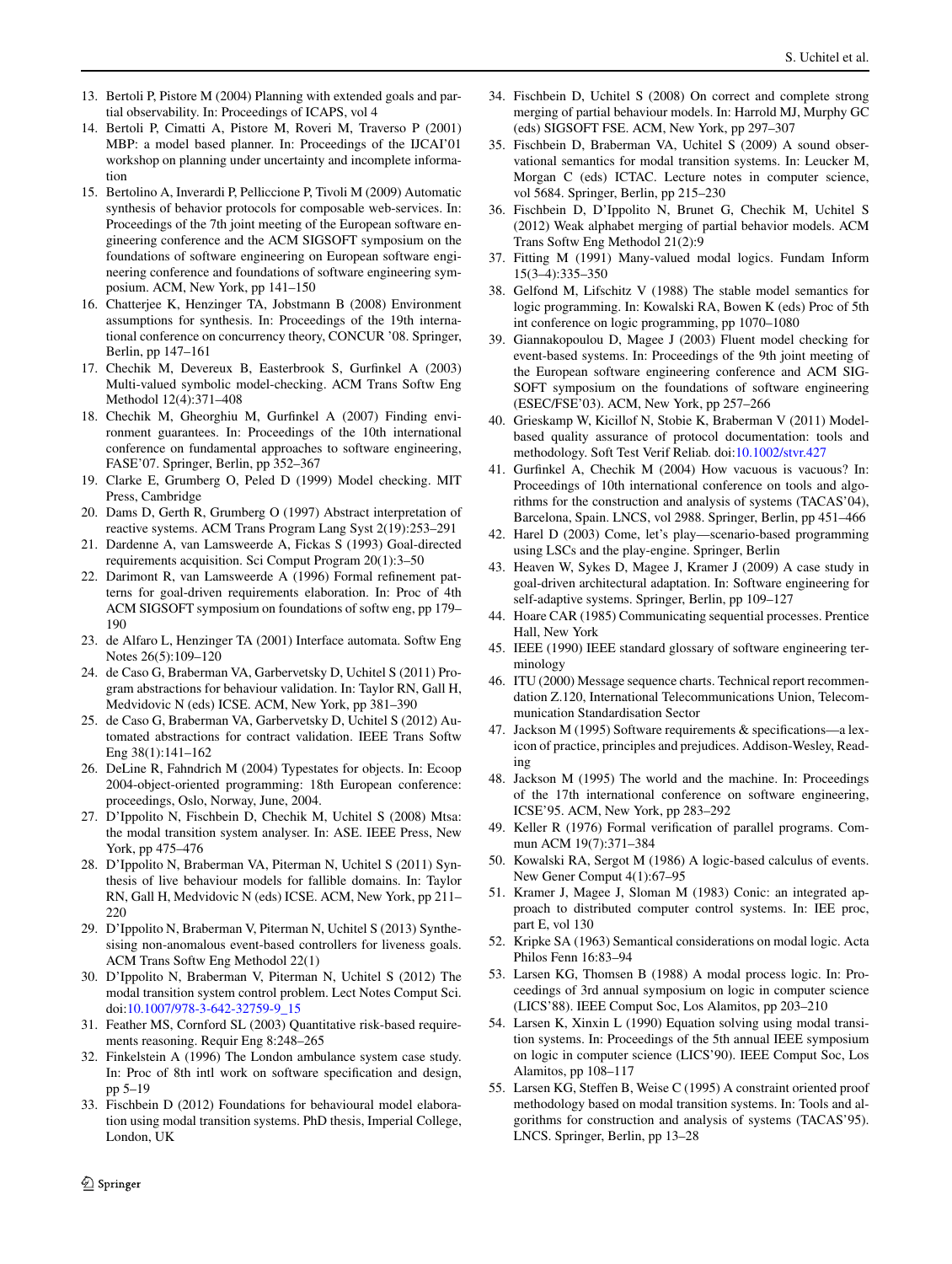13. Bertoli P, Pistore M (2004) Planning with extended goals and partial observability. In: Proceedings of ICAPS, vol 4
14. Bertoli P, Cimatti A, Pistore M, Roveri M, Traverso P (2001) MBP: a model based planner. In: Proceedings of the IJCAI'01 workshop on planning under uncertainty and incomplete information
15. Bertolino A, Inverardi P, Pelliccione P, Tivoli M (2009) Automatic synthesis of behavior protocols for composable web-services. In: Proceedings of the 7th joint meeting of the European software engineering conference and the ACM SIGSOFT symposium on the foundations of software engineering on European software engineering conference and foundations of software engineering symposium. ACM, New York, pp 141–150
16. Chatterjee K, Henzinger TA, Jobstmann B (2008) Environment assumptions for synthesis. In: Proceedings of the 19th international conference on concurrency theory, CONCUR '08. Springer, Berlin, pp 147–161
17. Chechik M, Devereux B, Easterbrook S, Gurfinkel A (2003) Multi-valued symbolic model-checking. ACM Trans Softw Eng Methodol 12(4):371–408
18. Chechik M, Gheorghiu M, Gurfinkel A (2007) Finding environment guarantees. In: Proceedings of the 10th international conference on fundamental approaches to software engineering, FASE'07. Springer, Berlin, pp 352–367
19. Clarke E, Grumberg O, Peled D (1999) Model checking. MIT Press, Cambridge
20. Dams D, Gerth R, Grumberg O (1997) Abstract interpretation of reactive systems. ACM Trans Program Lang Syst 2(19):253–291
21. Dardenne A, van Lamsweerde A, Fickas S (1993) Goal-directed requirements acquisition. Sci Comput Program 20(1):3–50
22. Darimont R, van Lamsweerde A (1996) Formal refinement patterns for goal-driven requirements elaboration. In: Proc of 4th ACM SIGSOFT symposium on foundations of softw eng, pp 179–190
23. de Alfaro L, Henzinger TA (2001) Interface automata. Softw Eng Notes 26(5):109–120
24. de Caso G, Braberman VA, Garbervetsky D, Uchitel S (2011) Program abstractions for behaviour validation. In: Taylor RN, Gall H, Medvidovic N (eds) ICSE. ACM, New York, pp 381–390
25. de Caso G, Braberman VA, Garbervetsky D, Uchitel S (2012) Automated abstractions for contract validation. IEEE Trans Softw Eng 38(1):141–162
26. DeLine R, Fahndrich M (2004) Typestates for objects. In: Ecoop 2004-object-oriented programming: 18th European conference: proceedings, Oslo, Norway, June, 2004.
27. D'Ippolito N, Fischbein D, Chechik M, Uchitel S (2008) Mtsa: the modal transition system analyser. In: ASE. IEEE Press, New York, pp 475–476
28. D'Ippolito N, Braberman VA, Piterman N, Uchitel S (2011) Synthesis of live behaviour models for fallible domains. In: Taylor RN, Gall H, Medvidovic N (eds) ICSE. ACM, New York, pp 211–220
29. D'Ippolito N, Braberman V, Piterman N, Uchitel S (2013) Synthesising non-anomalous event-based controllers for liveness goals. ACM Trans Softw Eng Methodol 22(1)
30. D'Ippolito N, Braberman V, Piterman N, Uchitel S (2012) The modal transition system control problem. Lect Notes Comput Sci. doi:10.1007/978-3-642-32759-9_15
31. Feather MS, Cornford SL (2003) Quantitative risk-based requirements reasoning. Requir Eng 8:248–265
32. Finkelstein A (1996) The London ambulance system case study. In: Proc of 8th intl work on software specification and design, pp 5–19
33. Fischbein D (2012) Foundations for behavioural model elaboration using modal transition systems. PhD thesis, Imperial College, London, UK
34. Fischbein D, Uchitel S (2008) On correct and complete strong merging of partial behaviour models. In: Harrold MJ, Murphy GC (eds) SIGSOFT FSE. ACM, New York, pp 297–307
35. Fischbein D, Braberman VA, Uchitel S (2009) A sound observational semantics for modal transition systems. In: Leucker M, Morgan C (eds) ICTAC. Lecture notes in computer science, vol 5684. Springer, Berlin, pp 215–230
36. Fischbein D, D'Ippolito N, Brunet G, Chechik M, Uchitel S (2012) Weak alphabet merging of partial behavior models. ACM Trans Softw Eng Methodol 21(2):9
37. Fitting M (1991) Many-valued modal logics. Fundam Inform 15(3–4):335–350
38. Gelfond M, Lifschitz V (1988) The stable model semantics for logic programming. In: Kowalski RA, Bowen K (eds) Proc of 5th int conference on logic programming, pp 1070–1080
39. Giannakopoulou D, Magee J (2003) Fluent model checking for event-based systems. In: Proceedings of the 9th joint meeting of the European software engineering conference and ACM SIGSOFT symposium on the foundations of software engineering (ESEC/FSE'03). ACM, New York, pp 257–266
40. Grieskamp W, Kicillof N, Stobie K, Braberman V (2011) Model-based quality assurance of protocol documentation: tools and methodology. Soft Test Verif Reliab. doi:10.1002/stvr.427
41. Gurfinkel A, Chechik M (2004) How vacuous is vacuous? In: Proceedings of 10th international conference on tools and algorithms for the construction and analysis of systems (TACAS'04), Barcelona, Spain. LNCS, vol 2988. Springer, Berlin, pp 451–466
42. Harel D (2003) Come, let's play—scenario-based programming using LSCs and the play-engine. Springer, Berlin
43. Heaven W, Sykes D, Magee J, Kramer J (2009) A case study in goal-driven architectural adaptation. In: Software engineering for self-adaptive systems. Springer, Berlin, pp 109–127
44. Hoare CAR (1985) Communicating sequential processes. Prentice Hall, New York
45. IEEE (1990) IEEE standard glossary of software engineering terminology
46. ITU (2000) Message sequence charts. Technical report recommendation Z.120, International Telecommunications Union, Telecommunication Standardisation Sector
47. Jackson M (1995) Software requirements & specifications—a lexicon of practice, principles and prejudices. Addison-Wesley, Reading
48. Jackson M (1995) The world and the machine. In: Proceedings of the 17th international conference on software engineering, ICSE'95. ACM, New York, pp 283–292
49. Keller R (1976) Formal verification of parallel programs. Commun ACM 19(7):371–384
50. Kowalski RA, Sergot M (1986) A logic-based calculus of events. New Gener Comput 4(1):67–95
51. Kramer J, Magee J, Sloman M (1983) Conic: an integrated approach to distributed computer control systems. In: IEE proc, part E, vol 130
52. Kripke SA (1963) Semantical considerations on modal logic. Acta Philos Fenn 16:83–94
53. Larsen KG, Thomsen B (1988) A modal process logic. In: Proceedings of 3rd annual symposium on logic in computer science (LICS'88). IEEE Comput Soc, Los Alamitos, pp 203–210
54. Larsen K, Xinxin L (1990) Equation solving using modal transition systems. In: Proceedings of the 5th annual IEEE symposium on logic in computer science (LICS'90). IEEE Comput Soc, Los Alamitos, pp 108–117
55. Larsen KG, Steffen B, Weise C (1995) A constraint oriented proof methodology based on modal transition systems. In: Tools and algorithms for construction and analysis of systems (TACAS'95). LNCS. Springer, Berlin, pp 13–28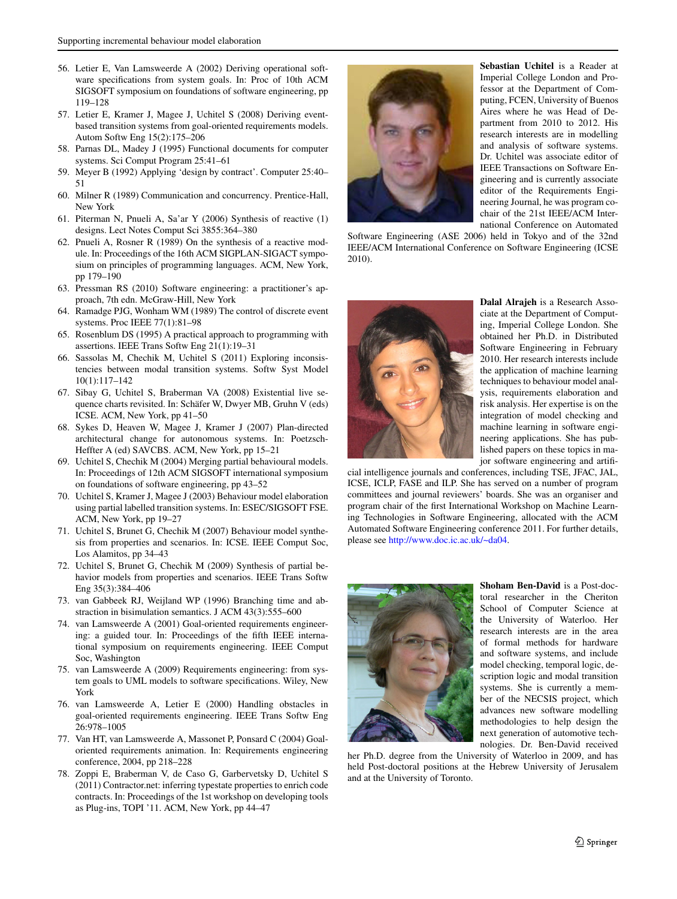56. Letier E, Van Lamsweerde A (2002) Deriving operational software specifications from system goals. In: Proc of 10th ACM SIGSOFT symposium on foundations of software engineering, pp 119–128
57. Letier E, Kramer J, Magee J, Uchitel S (2008) Deriving event-based transition systems from goal-oriented requirements models. Autom Softw Eng 15(2):175–206
58. Parnas DL, Madey J (1995) Functional documents for computer systems. Sci Comput Program 25:41–61
59. Meyer B (1992) Applying 'design by contract'. Computer 25:40–51
60. Milner R (1989) Communication and concurrency. Prentice-Hall, New York
61. Piterman N, Pnueli A, Sa'ar Y (2006) Synthesis of reactive (1) designs. Lect Notes Comput Sci 3855:364–380
62. Pnueli A, Rosner R (1989) On the synthesis of a reactive module. In: Proceedings of the 16th ACM SIGPLAN-SIGACT symposium on principles of programming languages. ACM, New York, pp 179–190
63. Pressman RS (2010) Software engineering: a practitioner's approach, 7th edn. McGraw-Hill, New York
64. Ramadge PJG, Wonham WM (1989) The control of discrete event systems. Proc IEEE 77(1):81–98
65. Rosenblum DS (1995) A practical approach to programming with assertions. IEEE Trans Softw Eng 21(1):19–31
66. Sassolas M, Chechik M, Uchitel S (2011) Exploring inconsistencies between modal transition systems. Softw Syst Model 10(1):117–142
67. Sibay G, Uchitel S, Braberman VA (2008) Existential live sequence charts revisited. In: Schäfer W, Dwyer MB, Gruhn V (eds) ICSE. ACM, New York, pp 41–50
68. Sykes D, Heaven W, Magee J, Kramer J (2007) Plan-directed architectural change for autonomous systems. In: Poetzsch-Heffter A (ed) SAVCBS. ACM, New York, pp 15–21
69. Uchitel S, Chechik M (2004) Merging partial behavioural models. In: Proceedings of 12th ACM SIGSOFT international symposium on foundations of software engineering, pp 43–52
70. Uchitel S, Kramer J, Magee J (2003) Behaviour model elaboration using partial labelled transition systems. In: ESEC/SIGSOFT FSE. ACM, New York, pp 19–27
71. Uchitel S, Brunet G, Chechik M (2007) Behaviour model synthesis from properties and scenarios. In: ICSE. IEEE Comput Soc, Los Alamitos, pp 34–43
72. Uchitel S, Brunet G, Chechik M (2009) Synthesis of partial behavior models from properties and scenarios. IEEE Trans Softw Eng 35(3):384–406
73. van Gabbeek RJ, Weijland WP (1996) Branching time and abstraction in bisimulation semantics. J ACM 43(3):555–600
74. van Lamsweerde A (2001) Goal-oriented requirements engineering: a guided tour. In: Proceedings of the fifth IEEE international symposium on requirements engineering. IEEE Comput Soc, Washington
75. van Lamsweerde A (2009) Requirements engineering: from system goals to UML models to software specifications. Wiley, New York
76. van Lamsweerde A, Letier E (2000) Handling obstacles in goal-oriented requirements engineering. IEEE Trans Softw Eng 26:978–1005
77. Van HT, van Lamsweerde A, Massonet P, Ponsard C (2004) Goal-oriented requirements animation. In: Requirements engineering conference, 2004, pp 218–228
78. Zoppi E, Braberman V, de Caso G, Garbervetsky D, Uchitel S (2011) Contractor.net: inferring typestate properties to enrich code contracts. In: Proceedings of the 1st workshop on developing tools as Plug-ins, TOPI '11. ACM, New York, pp 44–47

**Sebastian Uchitel** is a Reader at Imperial College London and Professor at the Department of Computing, FCEN, University of Buenos Aires where he was Head of Department from 2010 to 2012. His research interests are in modelling and analysis of software systems. Dr. Uchitel was associate editor of IEEE Transactions on Software Engineering and is currently associate editor of the Requirements Engineering Journal, he was program co-chair of the 21st IEEE/ACM International Conference on Automated Software Engineering (ASE 2006) held in Tokyo and of the 32nd IEEE/ACM International Conference on Software Engineering (ICSE 2010).

**Dalal Alrajeh** is a Research Associate at the Department of Computing, Imperial College London. She obtained her Ph.D. in Distributed Software Engineering in February 2010. Her research interests include the application of machine learning techniques to behaviour model analysis, requirements elaboration and risk analysis. Her expertise is on the integration of model checking and machine learning in software engineering applications. She has published papers on these topics in major software engineering and artificial intelligence journals and conferences, including TSE, JFAC, JAL, ICSE, ICLP, FASE and ILP. She has served on a number of program committees and journal reviewers' boards. She was an organiser and program chair of the first International Workshop on Machine Learning Technologies in Software Engineering, allocated with the ACM Automated Software Engineering conference 2011. For further details, please see http://www.doc.ic.ac.uk/~da04.

**Shoham Ben-David** is a Post-doctoral researcher in the Cheriton School of Computer Science at the University of Waterloo. Her research interests are in the area of formal methods for hardware and software systems, and include model checking, temporal logic, description logic and modal transition systems. She is currently a member of the NECSIS project, which advances new software modelling methodologies to help design the next generation of automotive technologies. Dr. Ben-David received her Ph.D. degree from the University of Waterloo in 2009, and has held Post-doctoral positions at the Hebrew University of Jerusalem and at the University of Toronto.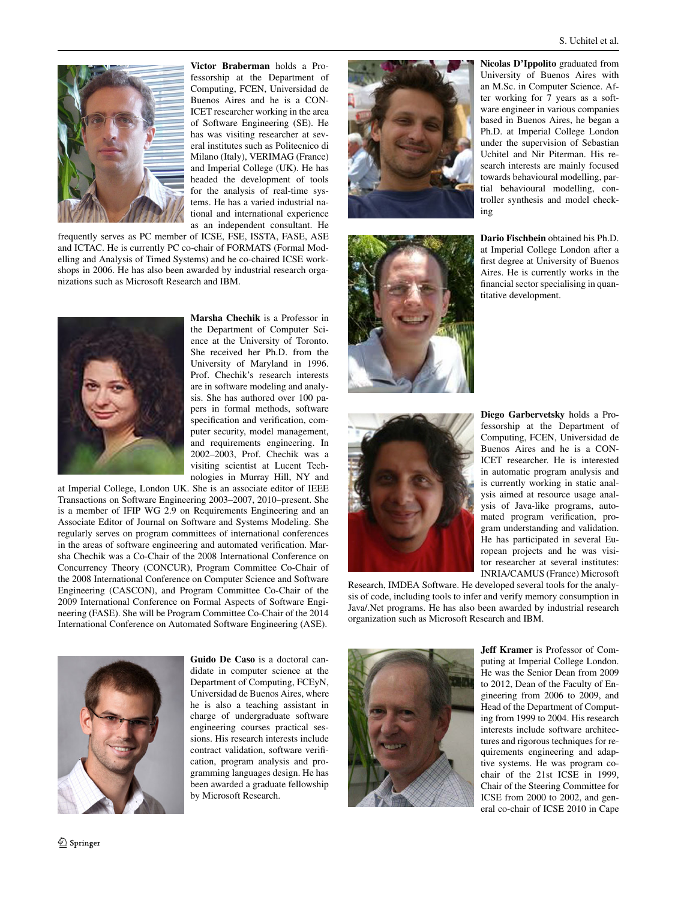**Victor Braberman** holds a Professorship at the Department of Computing, FCEN, Universidad de Buenos Aires and he is a CONICET researcher working in the area of Software Engineering (SE). He has was visiting researcher at several institutes such as Politecnico di Milano (Italy), VERIMAG (France) and Imperial College (UK). He has headed the development of tools for the analysis of real-time systems. He has a varied industrial national and international experience as an independent consultant. He frequently serves as PC member of ICSE, FSE, ISSTA, FASE, ASE and ICTAC. He is currently PC co-chair of FORMATS (Formal Modelling and Analysis of Timed Systems) and he co-chaired ICSE workshops in 2006. He has also been awarded by industrial research organizations such as Microsoft Research and IBM.

**Marsha Chechik** is a Professor in the Department of Computer Science at the University of Toronto. She received her Ph.D. from the University of Maryland in 1996. Prof. Chechik's research interests are in software modeling and analysis. She has authored over 100 papers in formal methods, software specification and verification, computer security, model management, and requirements engineering. In 2002–2003, Prof. Chechik was a visiting scientist at Lucent Technologies in Murray Hill, NY and at Imperial College, London UK. She is an associate editor of IEEE Transactions on Software Engineering 2003–2007, 2010–present. She is a member of IFIP WG 2.9 on Requirements Engineering and an Associate Editor of Journal on Software and Systems Modeling. She regularly serves on program committees of international conferences in the areas of software engineering and automated verification. Marsha Chechik was a Co-Chair of the 2008 International Conference on Concurrency Theory (CONCUR), Program Committee Co-Chair of the 2008 International Conference on Computer Science and Software Engineering (CASCON), and Program Committee Co-Chair of the 2009 International Conference on Formal Aspects of Software Engineering (FASE). She will be Program Committee Co-Chair of the 2014 International Conference on Automated Software Engineering (ASE).

**Guido De Caso** is a doctoral candidate in computer science at the Department of Computing, FCEyN, Universidad de Buenos Aires, where he is also a teaching assistant in charge of undergraduate software engineering courses practical sessions. His research interests include contract validation, software verification, program analysis and programming languages design. He has been awarded a graduate fellowship by Microsoft Research.

**Nicolas D'Ippolito** graduated from University of Buenos Aires with an M.Sc. in Computer Science. After working for 7 years as a software engineer in various companies based in Buenos Aires, he began a Ph.D. at Imperial College London under the supervision of Sebastian Uchitel and Nir Piterman. His research interests are mainly focused towards behavioural modelling, partial behavioural modelling, controller synthesis and model checking

**Dario Fischbein** obtained his Ph.D. at Imperial College London after a first degree at University of Buenos Aires. He is currently works in the financial sector specialising in quantitative development.

**Diego Garbervetsky** holds a Professorship at the Department of Computing, FCEN, Universidad de Buenos Aires and he is a CONICET researcher. He is interested in automatic program analysis and is currently working in static analysis aimed at resource usage analysis of Java-like programs, automated program verification, program understanding and validation. He has participated in several European projects and he was visitor researcher at several institutes: INRIA/CAMUS (France) Microsoft Research, IMDEA Software. He developed several tools for the analysis of code, including tools to infer and verify memory consumption in Java/.Net programs. He has also been awarded by industrial research organization such as Microsoft Research and IBM.

**Jeff Kramer** is Professor of Computing at Imperial College London. He was the Senior Dean from 2009 to 2012, Dean of the Faculty of Engineering from 2006 to 2009, and Head of the Department of Computing from 1999 to 2004. His research interests include software architectures and rigorous techniques for requirements engineering and adaptive systems. He was program co-chair of the 21st ICSE in 1999, Chair of the Steering Committee for ICSE from 2000 to 2002, and general co-chair of ICSE 2010 in Cape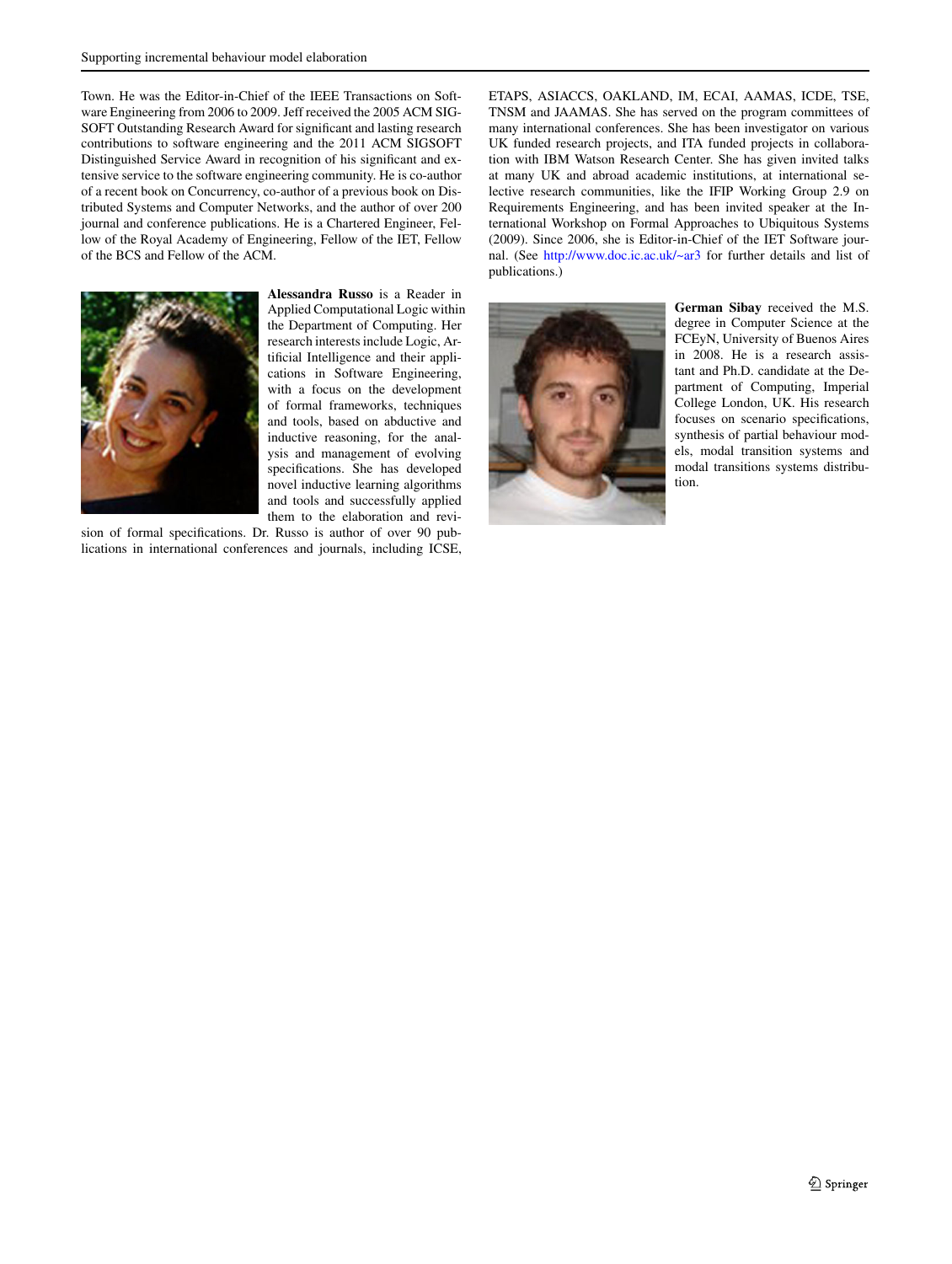Town. He was the Editor-in-Chief of the IEEE Transactions on Software Engineering from 2006 to 2009. Jeff received the 2005 ACM SIGSOFT Outstanding Research Award for significant and lasting research contributions to software engineering and the 2011 ACM SIGSOFT Distinguished Service Award in recognition of his significant and extensive service to the software engineering community. He is co-author of a recent book on Concurrency, co-author of a previous book on Distributed Systems and Computer Networks, and the author of over 200 journal and conference publications. He is a Chartered Engineer, Fellow of the Royal Academy of Engineering, Fellow of the IET, Fellow of the BCS and Fellow of the ACM.

**Alessandra Russo** is a Reader in Applied Computational Logic within the Department of Computing. Her research interests include Logic, Artificial Intelligence and their applications in Software Engineering, with a focus on the development of formal frameworks, techniques and tools, based on abductive and inductive reasoning, for the analysis and management of evolving specifications. She has developed novel inductive learning algorithms and tools and successfully applied them to the elaboration and revision of formal specifications. Dr. Russo is author of over 90 publications in international conferences and journals, including ICSE, ETAPS, ASIACCS, OAKLAND, IM, ECAI, AAMAS, ICDE, TSE, TNSM and JAAMAS. She has served on the program committees of many international conferences. She has been investigator on various UK funded research projects, and ITA funded projects in collaboration with IBM Watson Research Center. She has given invited talks at many UK and abroad academic institutions, at international selective research communities, like the IFIP Working Group 2.9 on Requirements Engineering, and has been invited speaker at the International Workshop on Formal Approaches to Ubiquitous Systems (2009). Since 2006, she is Editor-in-Chief of the IET Software journal. (See http://www.doc.ic.ac.uk/~ar3 for further details and list of publications.)

**German Sibay** received the M.S. degree in Computer Science at the FCEyN, University of Buenos Aires in 2008. He is a research assistant and Ph.D. candidate at the Department of Computing, Imperial College London, UK. His research focuses on scenario specifications, synthesis of partial behaviour models, modal transition systems and modal transitions systems distribution.